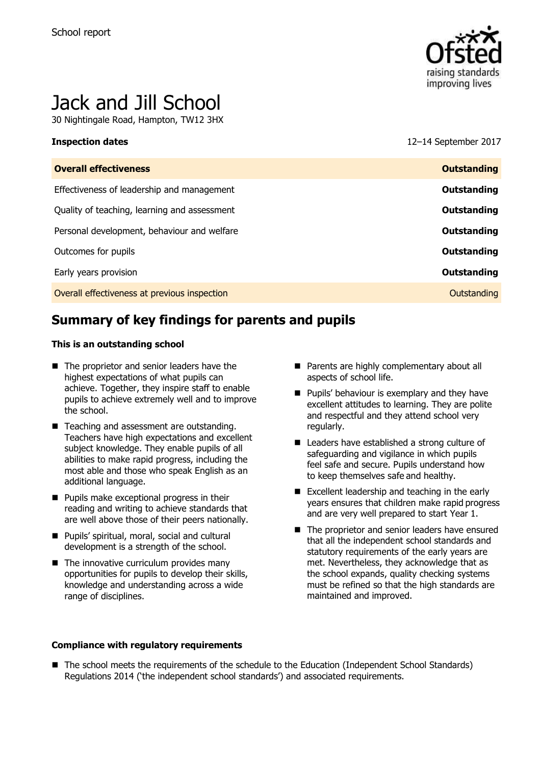School report

# Jack and Jill School

30 Nightingale Road, Hampton, TW12 3HX

**Inspection dates** 12–14 September 2017

| **Overall effectiveness** | **Outstanding** |
| --- | --- |
| Effectiveness of leadership and management | **Outstanding** |
| Quality of teaching, learning and assessment | **Outstanding** |
| Personal development, behaviour and welfare | **Outstanding** |
| Outcomes for pupils | **Outstanding** |
| Early years provision | **Outstanding** |
| Overall effectiveness at previous inspection | Outstanding |

## Summary of key findings for parents and pupils

**This is an outstanding school**

- The proprietor and senior leaders have the highest expectations of what pupils can achieve. Together, they inspire staff to enable pupils to achieve extremely well and to improve the school.
- Teaching and assessment are outstanding. Teachers have high expectations and excellent subject knowledge. They enable pupils of all abilities to make rapid progress, including the most able and those who speak English as an additional language.
- Pupils make exceptional progress in their reading and writing to achieve standards that are well above those of their peers nationally.
- Pupils' spiritual, moral, social and cultural development is a strength of the school.
- The innovative curriculum provides many opportunities for pupils to develop their skills, knowledge and understanding across a wide range of disciplines.
- Parents are highly complementary about all aspects of school life.
- Pupils' behaviour is exemplary and they have excellent attitudes to learning. They are polite and respectful and they attend school very regularly.
- Leaders have established a strong culture of safeguarding and vigilance in which pupils feel safe and secure. Pupils understand how to keep themselves safe and healthy.
- Excellent leadership and teaching in the early years ensures that children make rapid progress and are very well prepared to start Year 1.
- The proprietor and senior leaders have ensured that all the independent school standards and statutory requirements of the early years are met. Nevertheless, they acknowledge that as the school expands, quality checking systems must be refined so that the high standards are maintained and improved.

**Compliance with regulatory requirements**

- The school meets the requirements of the schedule to the Education (Independent School Standards) Regulations 2014 ('the independent school standards') and associated requirements.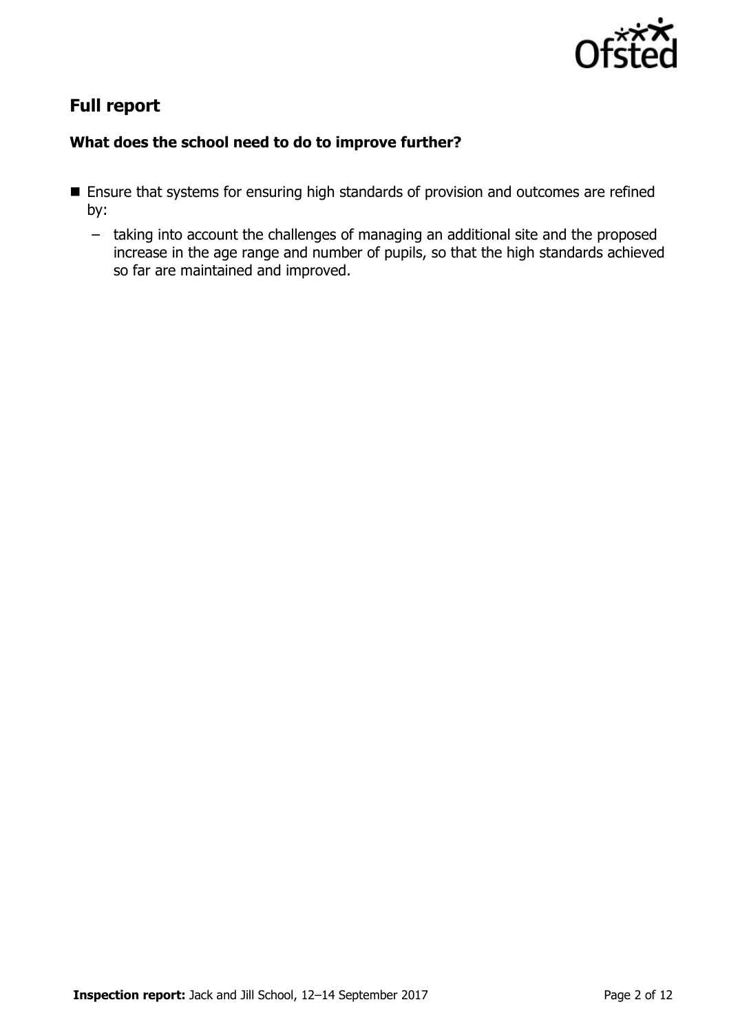## Full report

### What does the school need to do to improve further?

- Ensure that systems for ensuring high standards of provision and outcomes are refined by:
  - taking into account the challenges of managing an additional site and the proposed increase in the age range and number of pupils, so that the high standards achieved so far are maintained and improved.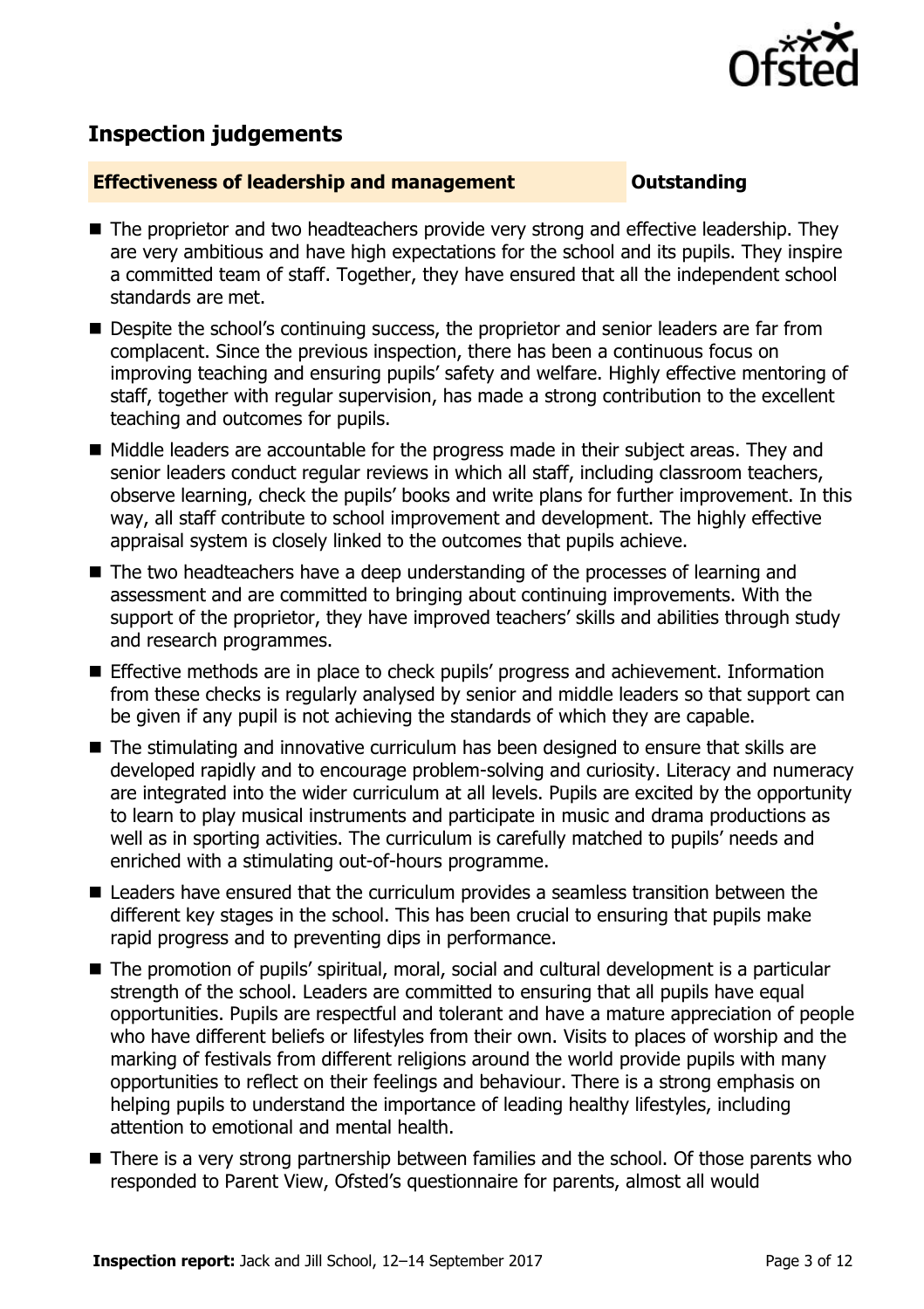## Inspection judgements

**Effectiveness of leadership and management** **Outstanding**

- The proprietor and two headteachers provide very strong and effective leadership. They are very ambitious and have high expectations for the school and its pupils. They inspire a committed team of staff. Together, they have ensured that all the independent school standards are met.
- Despite the school's continuing success, the proprietor and senior leaders are far from complacent. Since the previous inspection, there has been a continuous focus on improving teaching and ensuring pupils' safety and welfare. Highly effective mentoring of staff, together with regular supervision, has made a strong contribution to the excellent teaching and outcomes for pupils.
- Middle leaders are accountable for the progress made in their subject areas. They and senior leaders conduct regular reviews in which all staff, including classroom teachers, observe learning, check the pupils' books and write plans for further improvement. In this way, all staff contribute to school improvement and development. The highly effective appraisal system is closely linked to the outcomes that pupils achieve.
- The two headteachers have a deep understanding of the processes of learning and assessment and are committed to bringing about continuing improvements. With the support of the proprietor, they have improved teachers' skills and abilities through study and research programmes.
- Effective methods are in place to check pupils' progress and achievement. Information from these checks is regularly analysed by senior and middle leaders so that support can be given if any pupil is not achieving the standards of which they are capable.
- The stimulating and innovative curriculum has been designed to ensure that skills are developed rapidly and to encourage problem-solving and curiosity. Literacy and numeracy are integrated into the wider curriculum at all levels. Pupils are excited by the opportunity to learn to play musical instruments and participate in music and drama productions as well as in sporting activities. The curriculum is carefully matched to pupils' needs and enriched with a stimulating out-of-hours programme.
- Leaders have ensured that the curriculum provides a seamless transition between the different key stages in the school. This has been crucial to ensuring that pupils make rapid progress and to preventing dips in performance.
- The promotion of pupils' spiritual, moral, social and cultural development is a particular strength of the school. Leaders are committed to ensuring that all pupils have equal opportunities. Pupils are respectful and tolerant and have a mature appreciation of people who have different beliefs or lifestyles from their own. Visits to places of worship and the marking of festivals from different religions around the world provide pupils with many opportunities to reflect on their feelings and behaviour. There is a strong emphasis on helping pupils to understand the importance of leading healthy lifestyles, including attention to emotional and mental health.
- There is a very strong partnership between families and the school. Of those parents who responded to Parent View, Ofsted's questionnaire for parents, almost all would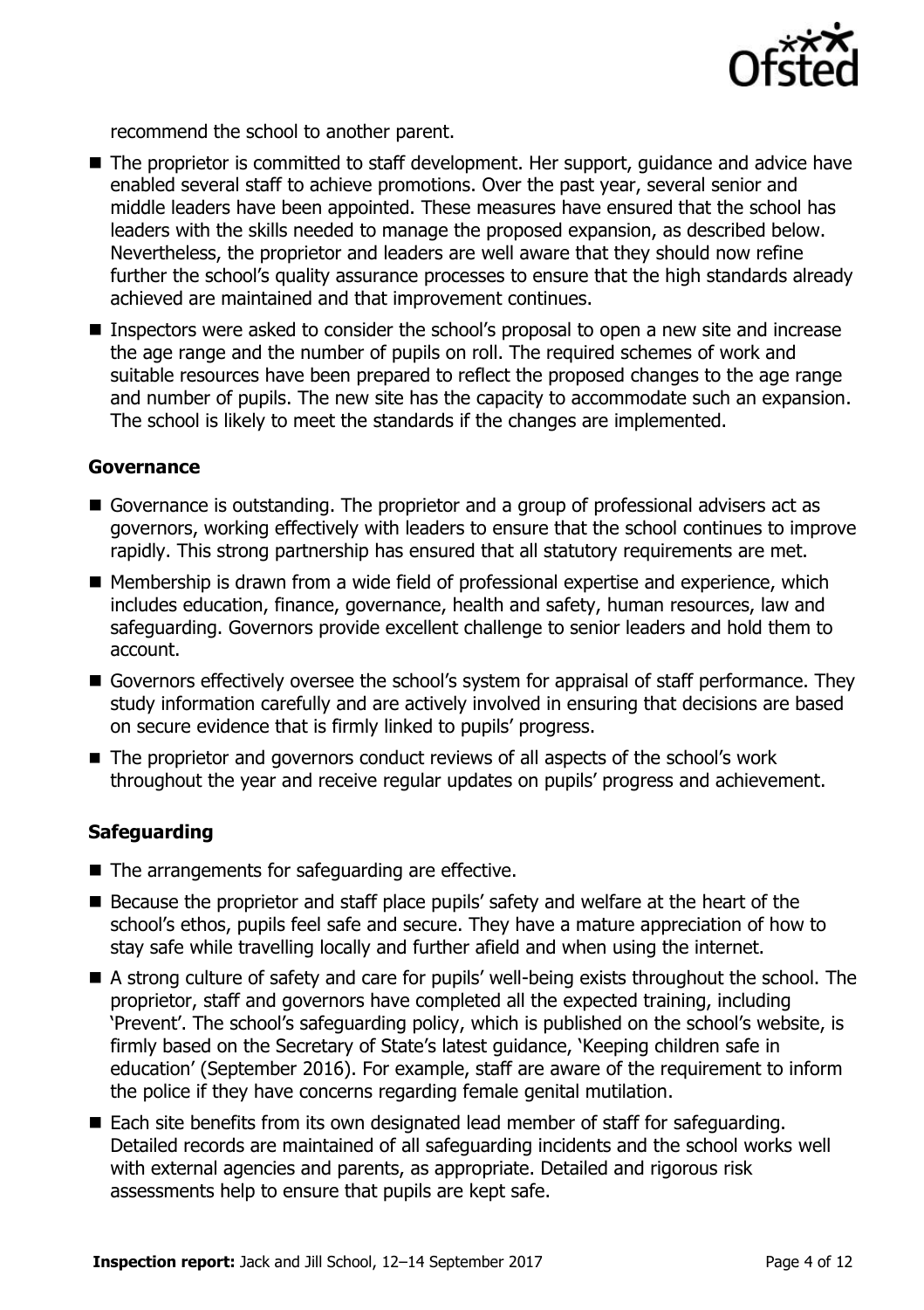recommend the school to another parent.

- The proprietor is committed to staff development. Her support, guidance and advice have enabled several staff to achieve promotions. Over the past year, several senior and middle leaders have been appointed. These measures have ensured that the school has leaders with the skills needed to manage the proposed expansion, as described below. Nevertheless, the proprietor and leaders are well aware that they should now refine further the school's quality assurance processes to ensure that the high standards already achieved are maintained and that improvement continues.
- Inspectors were asked to consider the school's proposal to open a new site and increase the age range and the number of pupils on roll. The required schemes of work and suitable resources have been prepared to reflect the proposed changes to the age range and number of pupils. The new site has the capacity to accommodate such an expansion. The school is likely to meet the standards if the changes are implemented.

### Governance

- Governance is outstanding. The proprietor and a group of professional advisers act as governors, working effectively with leaders to ensure that the school continues to improve rapidly. This strong partnership has ensured that all statutory requirements are met.
- Membership is drawn from a wide field of professional expertise and experience, which includes education, finance, governance, health and safety, human resources, law and safeguarding. Governors provide excellent challenge to senior leaders and hold them to account.
- Governors effectively oversee the school's system for appraisal of staff performance. They study information carefully and are actively involved in ensuring that decisions are based on secure evidence that is firmly linked to pupils' progress.
- The proprietor and governors conduct reviews of all aspects of the school's work throughout the year and receive regular updates on pupils' progress and achievement.

### Safeguarding

- The arrangements for safeguarding are effective.
- Because the proprietor and staff place pupils' safety and welfare at the heart of the school's ethos, pupils feel safe and secure. They have a mature appreciation of how to stay safe while travelling locally and further afield and when using the internet.
- A strong culture of safety and care for pupils' well-being exists throughout the school. The proprietor, staff and governors have completed all the expected training, including 'Prevent'. The school's safeguarding policy, which is published on the school's website, is firmly based on the Secretary of State's latest guidance, 'Keeping children safe in education' (September 2016). For example, staff are aware of the requirement to inform the police if they have concerns regarding female genital mutilation.
- Each site benefits from its own designated lead member of staff for safeguarding. Detailed records are maintained of all safeguarding incidents and the school works well with external agencies and parents, as appropriate. Detailed and rigorous risk assessments help to ensure that pupils are kept safe.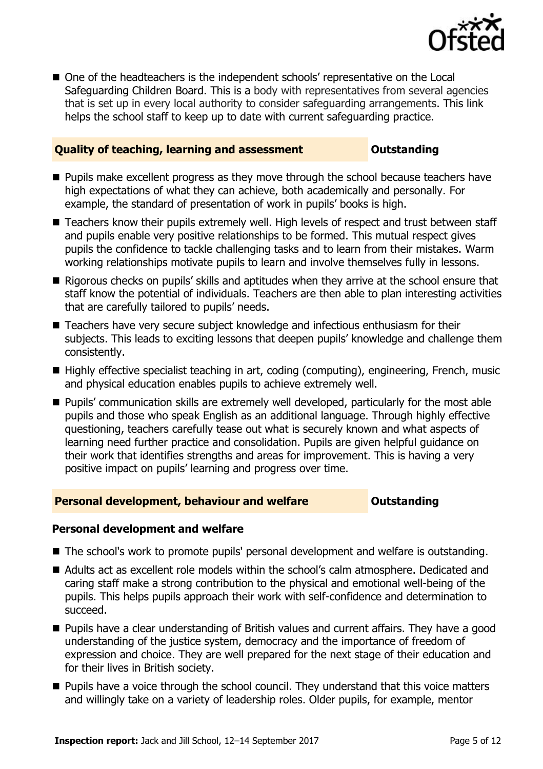- One of the headteachers is the independent schools' representative on the Local Safeguarding Children Board. This is a body with representatives from several agencies that is set up in every local authority to consider safeguarding arrangements. This link helps the school staff to keep up to date with current safeguarding practice.

## Quality of teaching, learning and assessment — Outstanding

- Pupils make excellent progress as they move through the school because teachers have high expectations of what they can achieve, both academically and personally. For example, the standard of presentation of work in pupils' books is high.
- Teachers know their pupils extremely well. High levels of respect and trust between staff and pupils enable very positive relationships to be formed. This mutual respect gives pupils the confidence to tackle challenging tasks and to learn from their mistakes. Warm working relationships motivate pupils to learn and involve themselves fully in lessons.
- Rigorous checks on pupils' skills and aptitudes when they arrive at the school ensure that staff know the potential of individuals. Teachers are then able to plan interesting activities that are carefully tailored to pupils' needs.
- Teachers have very secure subject knowledge and infectious enthusiasm for their subjects. This leads to exciting lessons that deepen pupils' knowledge and challenge them consistently.
- Highly effective specialist teaching in art, coding (computing), engineering, French, music and physical education enables pupils to achieve extremely well.
- Pupils' communication skills are extremely well developed, particularly for the most able pupils and those who speak English as an additional language. Through highly effective questioning, teachers carefully tease out what is securely known and what aspects of learning need further practice and consolidation. Pupils are given helpful guidance on their work that identifies strengths and areas for improvement. This is having a very positive impact on pupils' learning and progress over time.

## Personal development, behaviour and welfare — Outstanding

### Personal development and welfare

- The school's work to promote pupils' personal development and welfare is outstanding.
- Adults act as excellent role models within the school's calm atmosphere. Dedicated and caring staff make a strong contribution to the physical and emotional well-being of the pupils. This helps pupils approach their work with self-confidence and determination to succeed.
- Pupils have a clear understanding of British values and current affairs. They have a good understanding of the justice system, democracy and the importance of freedom of expression and choice. They are well prepared for the next stage of their education and for their lives in British society.
- Pupils have a voice through the school council. They understand that this voice matters and willingly take on a variety of leadership roles. Older pupils, for example, mentor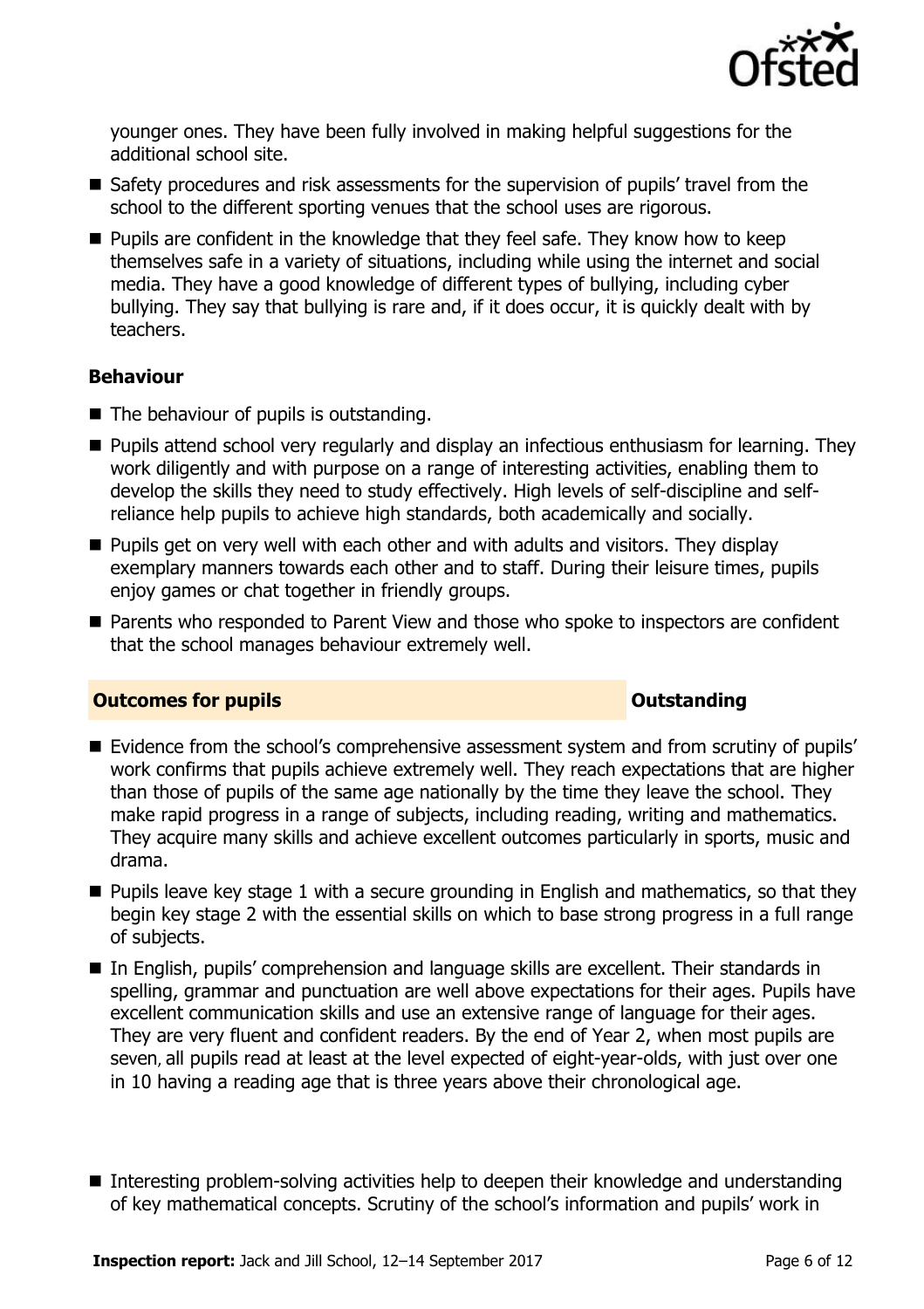younger ones. They have been fully involved in making helpful suggestions for the additional school site.

- Safety procedures and risk assessments for the supervision of pupils' travel from the school to the different sporting venues that the school uses are rigorous.
- Pupils are confident in the knowledge that they feel safe. They know how to keep themselves safe in a variety of situations, including while using the internet and social media. They have a good knowledge of different types of bullying, including cyber bullying. They say that bullying is rare and, if it does occur, it is quickly dealt with by teachers.

### Behaviour

- The behaviour of pupils is outstanding.
- Pupils attend school very regularly and display an infectious enthusiasm for learning. They work diligently and with purpose on a range of interesting activities, enabling them to develop the skills they need to study effectively. High levels of self-discipline and self-reliance help pupils to achieve high standards, both academically and socially.
- Pupils get on very well with each other and with adults and visitors. They display exemplary manners towards each other and to staff. During their leisure times, pupils enjoy games or chat together in friendly groups.
- Parents who responded to Parent View and those who spoke to inspectors are confident that the school manages behaviour extremely well.

## Outcomes for pupils — Outstanding

- Evidence from the school's comprehensive assessment system and from scrutiny of pupils' work confirms that pupils achieve extremely well. They reach expectations that are higher than those of pupils of the same age nationally by the time they leave the school. They make rapid progress in a range of subjects, including reading, writing and mathematics. They acquire many skills and achieve excellent outcomes particularly in sports, music and drama.
- Pupils leave key stage 1 with a secure grounding in English and mathematics, so that they begin key stage 2 with the essential skills on which to base strong progress in a full range of subjects.
- In English, pupils' comprehension and language skills are excellent. Their standards in spelling, grammar and punctuation are well above expectations for their ages. Pupils have excellent communication skills and use an extensive range of language for their ages. They are very fluent and confident readers. By the end of Year 2, when most pupils are seven, all pupils read at least at the level expected of eight-year-olds, with just over one in 10 having a reading age that is three years above their chronological age.
- Interesting problem-solving activities help to deepen their knowledge and understanding of key mathematical concepts. Scrutiny of the school's information and pupils' work in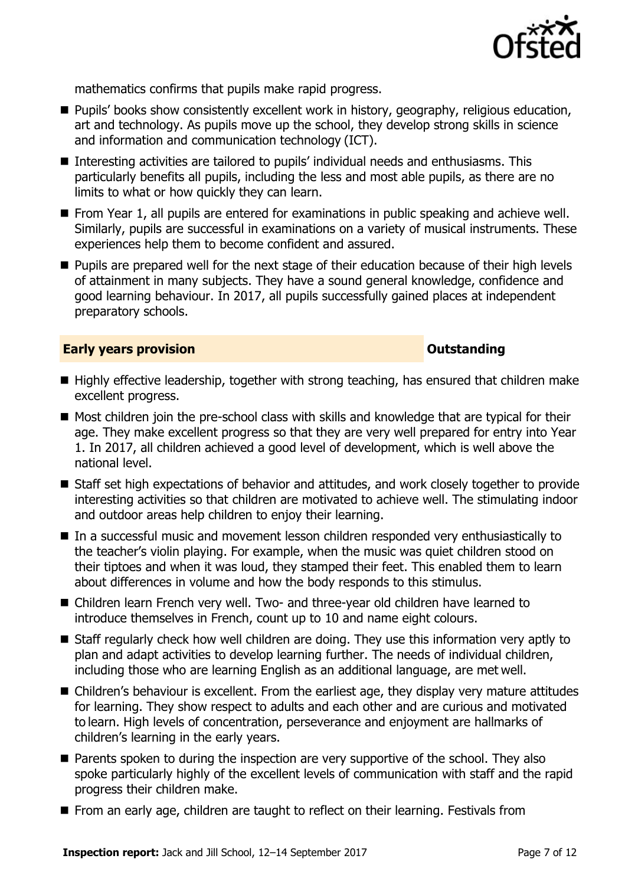mathematics confirms that pupils make rapid progress.

- Pupils' books show consistently excellent work in history, geography, religious education, art and technology. As pupils move up the school, they develop strong skills in science and information and communication technology (ICT).
- Interesting activities are tailored to pupils' individual needs and enthusiasms. This particularly benefits all pupils, including the less and most able pupils, as there are no limits to what or how quickly they can learn.
- From Year 1, all pupils are entered for examinations in public speaking and achieve well. Similarly, pupils are successful in examinations on a variety of musical instruments. These experiences help them to become confident and assured.
- Pupils are prepared well for the next stage of their education because of their high levels of attainment in many subjects. They have a sound general knowledge, confidence and good learning behaviour. In 2017, all pupils successfully gained places at independent preparatory schools.

## Early years provision — Outstanding

- Highly effective leadership, together with strong teaching, has ensured that children make excellent progress.
- Most children join the pre-school class with skills and knowledge that are typical for their age. They make excellent progress so that they are very well prepared for entry into Year 1. In 2017, all children achieved a good level of development, which is well above the national level.
- Staff set high expectations of behavior and attitudes, and work closely together to provide interesting activities so that children are motivated to achieve well. The stimulating indoor and outdoor areas help children to enjoy their learning.
- In a successful music and movement lesson children responded very enthusiastically to the teacher's violin playing. For example, when the music was quiet children stood on their tiptoes and when it was loud, they stamped their feet. This enabled them to learn about differences in volume and how the body responds to this stimulus.
- Children learn French very well. Two- and three-year old children have learned to introduce themselves in French, count up to 10 and name eight colours.
- Staff regularly check how well children are doing. They use this information very aptly to plan and adapt activities to develop learning further. The needs of individual children, including those who are learning English as an additional language, are met well.
- Children's behaviour is excellent. From the earliest age, they display very mature attitudes for learning. They show respect to adults and each other and are curious and motivated to learn. High levels of concentration, perseverance and enjoyment are hallmarks of children's learning in the early years.
- Parents spoken to during the inspection are very supportive of the school. They also spoke particularly highly of the excellent levels of communication with staff and the rapid progress their children make.
- From an early age, children are taught to reflect on their learning. Festivals from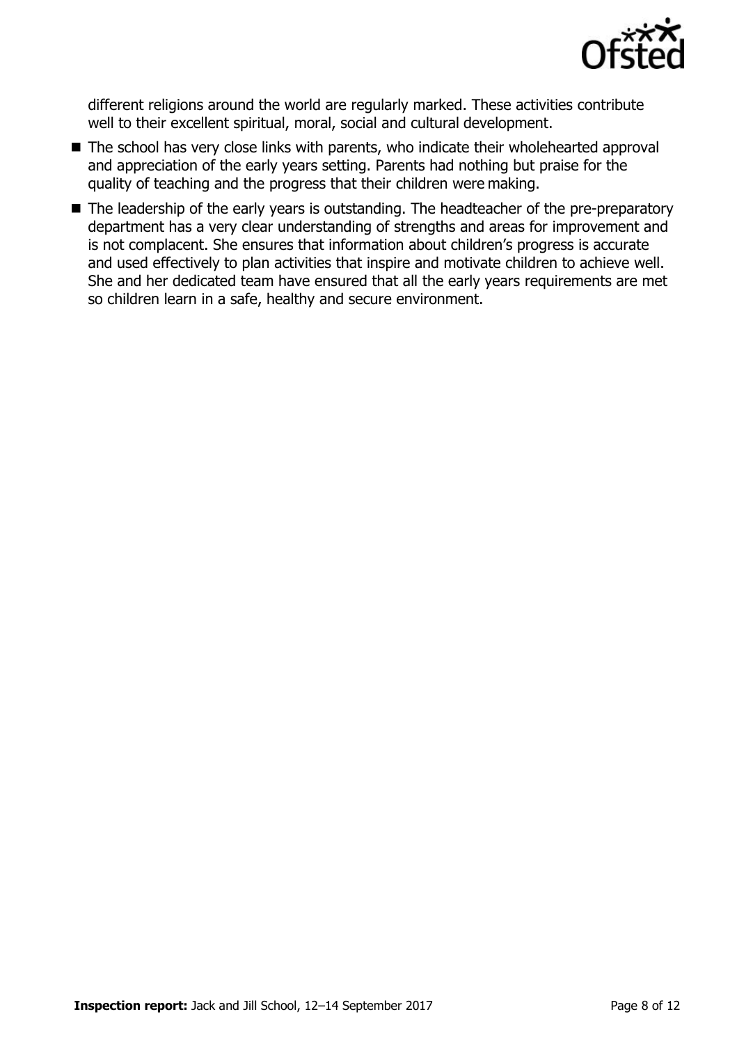different religions around the world are regularly marked. These activities contribute well to their excellent spiritual, moral, social and cultural development.

- The school has very close links with parents, who indicate their wholehearted approval and appreciation of the early years setting. Parents had nothing but praise for the quality of teaching and the progress that their children were making.
- The leadership of the early years is outstanding. The headteacher of the pre-preparatory department has a very clear understanding of strengths and areas for improvement and is not complacent. She ensures that information about children's progress is accurate and used effectively to plan activities that inspire and motivate children to achieve well. She and her dedicated team have ensured that all the early years requirements are met so children learn in a safe, healthy and secure environment.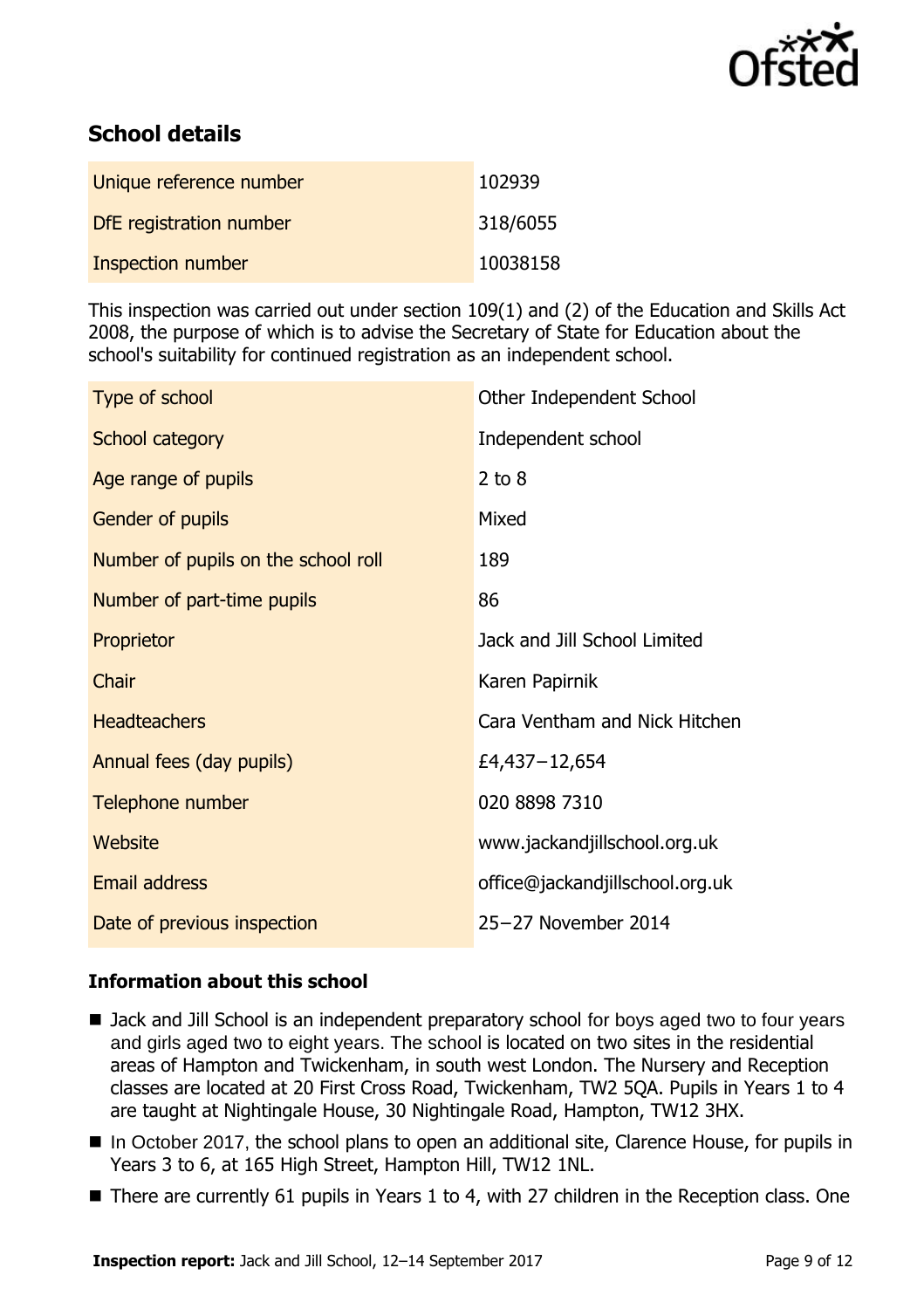## School details

| | |
|---|---|
| Unique reference number | 102939 |
| DfE registration number | 318/6055 |
| Inspection number | 10038158 |

This inspection was carried out under section 109(1) and (2) of the Education and Skills Act 2008, the purpose of which is to advise the Secretary of State for Education about the school's suitability for continued registration as an independent school.

| | |
|---|---|
| Type of school | Other Independent School |
| School category | Independent school |
| Age range of pupils | 2 to 8 |
| Gender of pupils | Mixed |
| Number of pupils on the school roll | 189 |
| Number of part-time pupils | 86 |
| Proprietor | Jack and Jill School Limited |
| Chair | Karen Papirnik |
| Headteachers | Cara Ventham and Nick Hitchen |
| Annual fees (day pupils) | £4,437–12,654 |
| Telephone number | 020 8898 7310 |
| Website | www.jackandjillschool.org.uk |
| Email address | office@jackandjillschool.org.uk |
| Date of previous inspection | 25–27 November 2014 |

### Information about this school

- Jack and Jill School is an independent preparatory school for boys aged two to four years and girls aged two to eight years. The school is located on two sites in the residential areas of Hampton and Twickenham, in south west London. The Nursery and Reception classes are located at 20 First Cross Road, Twickenham, TW2 5QA. Pupils in Years 1 to 4 are taught at Nightingale House, 30 Nightingale Road, Hampton, TW12 3HX.
- In October 2017, the school plans to open an additional site, Clarence House, for pupils in Years 3 to 6, at 165 High Street, Hampton Hill, TW12 1NL.
- There are currently 61 pupils in Years 1 to 4, with 27 children in the Reception class. One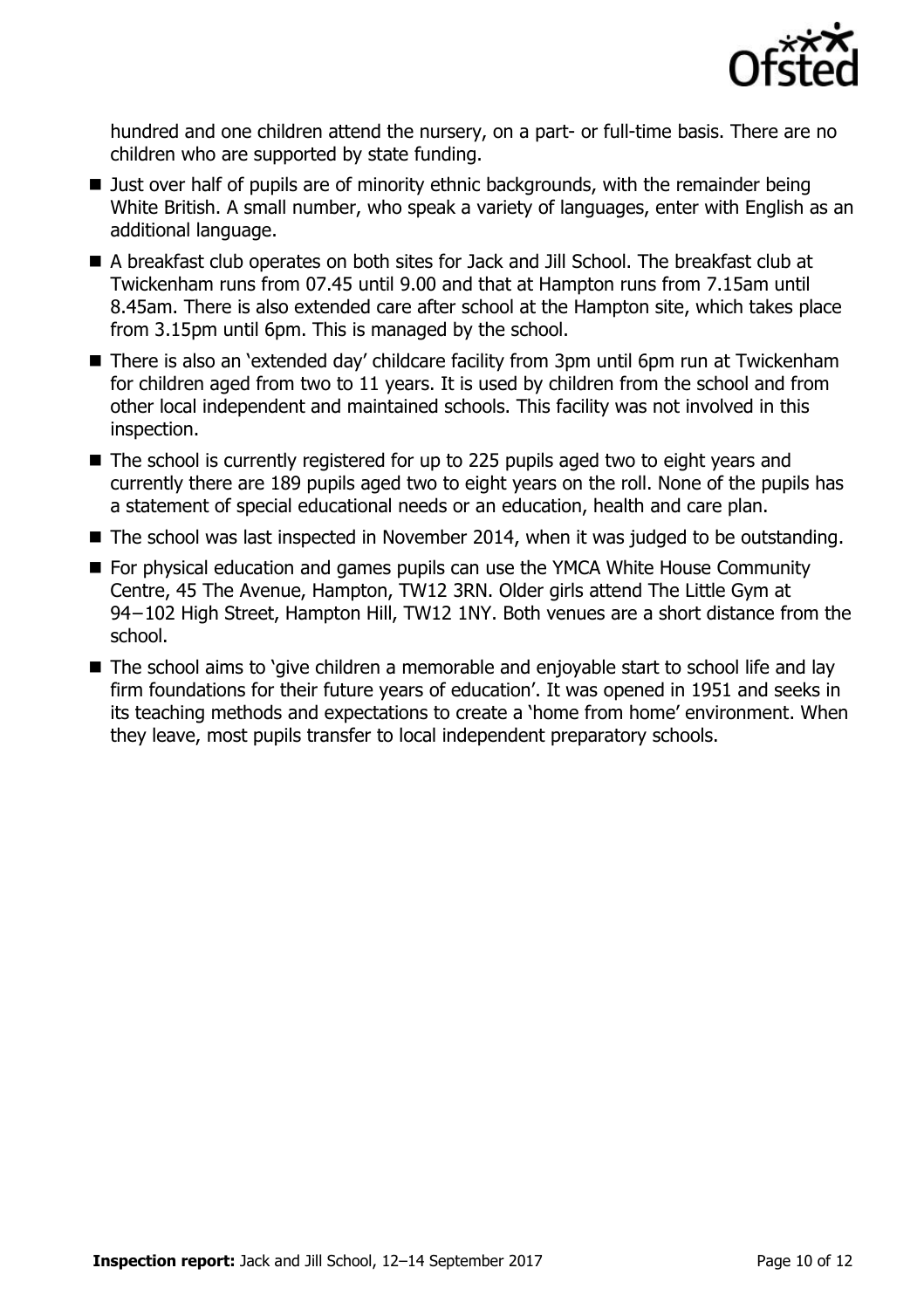hundred and one children attend the nursery, on a part- or full-time basis. There are no children who are supported by state funding.

- Just over half of pupils are of minority ethnic backgrounds, with the remainder being White British. A small number, who speak a variety of languages, enter with English as an additional language.
- A breakfast club operates on both sites for Jack and Jill School. The breakfast club at Twickenham runs from 07.45 until 9.00 and that at Hampton runs from 7.15am until 8.45am. There is also extended care after school at the Hampton site, which takes place from 3.15pm until 6pm. This is managed by the school.
- There is also an 'extended day' childcare facility from 3pm until 6pm run at Twickenham for children aged from two to 11 years. It is used by children from the school and from other local independent and maintained schools. This facility was not involved in this inspection.
- The school is currently registered for up to 225 pupils aged two to eight years and currently there are 189 pupils aged two to eight years on the roll. None of the pupils has a statement of special educational needs or an education, health and care plan.
- The school was last inspected in November 2014, when it was judged to be outstanding.
- For physical education and games pupils can use the YMCA White House Community Centre, 45 The Avenue, Hampton, TW12 3RN. Older girls attend The Little Gym at 94−102 High Street, Hampton Hill, TW12 1NY. Both venues are a short distance from the school.
- The school aims to 'give children a memorable and enjoyable start to school life and lay firm foundations for their future years of education'. It was opened in 1951 and seeks in its teaching methods and expectations to create a 'home from home' environment. When they leave, most pupils transfer to local independent preparatory schools.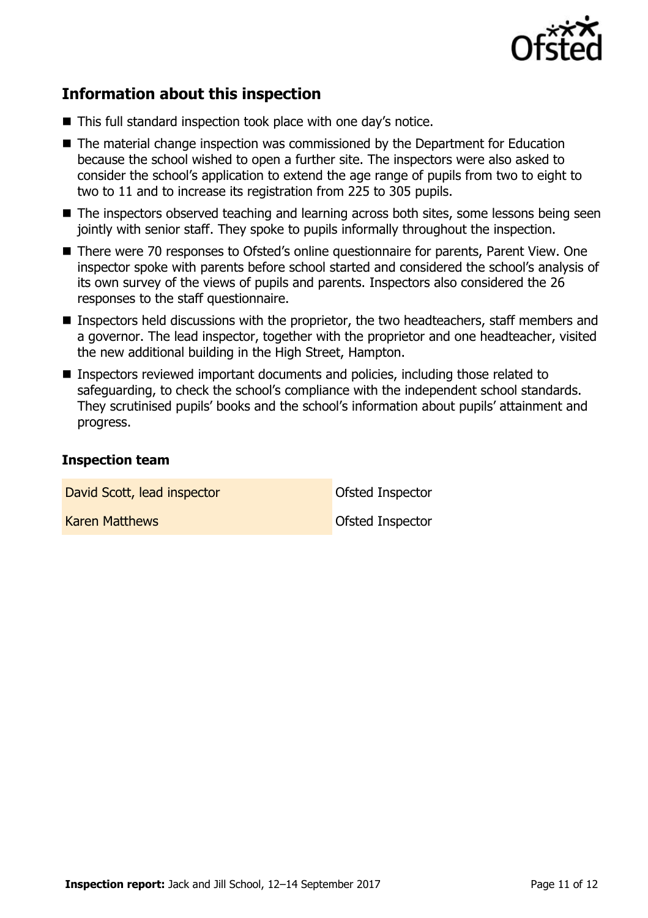## Information about this inspection

- This full standard inspection took place with one day's notice.
- The material change inspection was commissioned by the Department for Education because the school wished to open a further site. The inspectors were also asked to consider the school's application to extend the age range of pupils from two to eight to two to 11 and to increase its registration from 225 to 305 pupils.
- The inspectors observed teaching and learning across both sites, some lessons being seen jointly with senior staff. They spoke to pupils informally throughout the inspection.
- There were 70 responses to Ofsted's online questionnaire for parents, Parent View. One inspector spoke with parents before school started and considered the school's analysis of its own survey of the views of pupils and parents. Inspectors also considered the 26 responses to the staff questionnaire.
- Inspectors held discussions with the proprietor, the two headteachers, staff members and a governor. The lead inspector, together with the proprietor and one headteacher, visited the new additional building in the High Street, Hampton.
- Inspectors reviewed important documents and policies, including those related to safeguarding, to check the school's compliance with the independent school standards. They scrutinised pupils' books and the school's information about pupils' attainment and progress.

### Inspection team

| | |
|---|---|
| David Scott, lead inspector | Ofsted Inspector |
| Karen Matthews | Ofsted Inspector |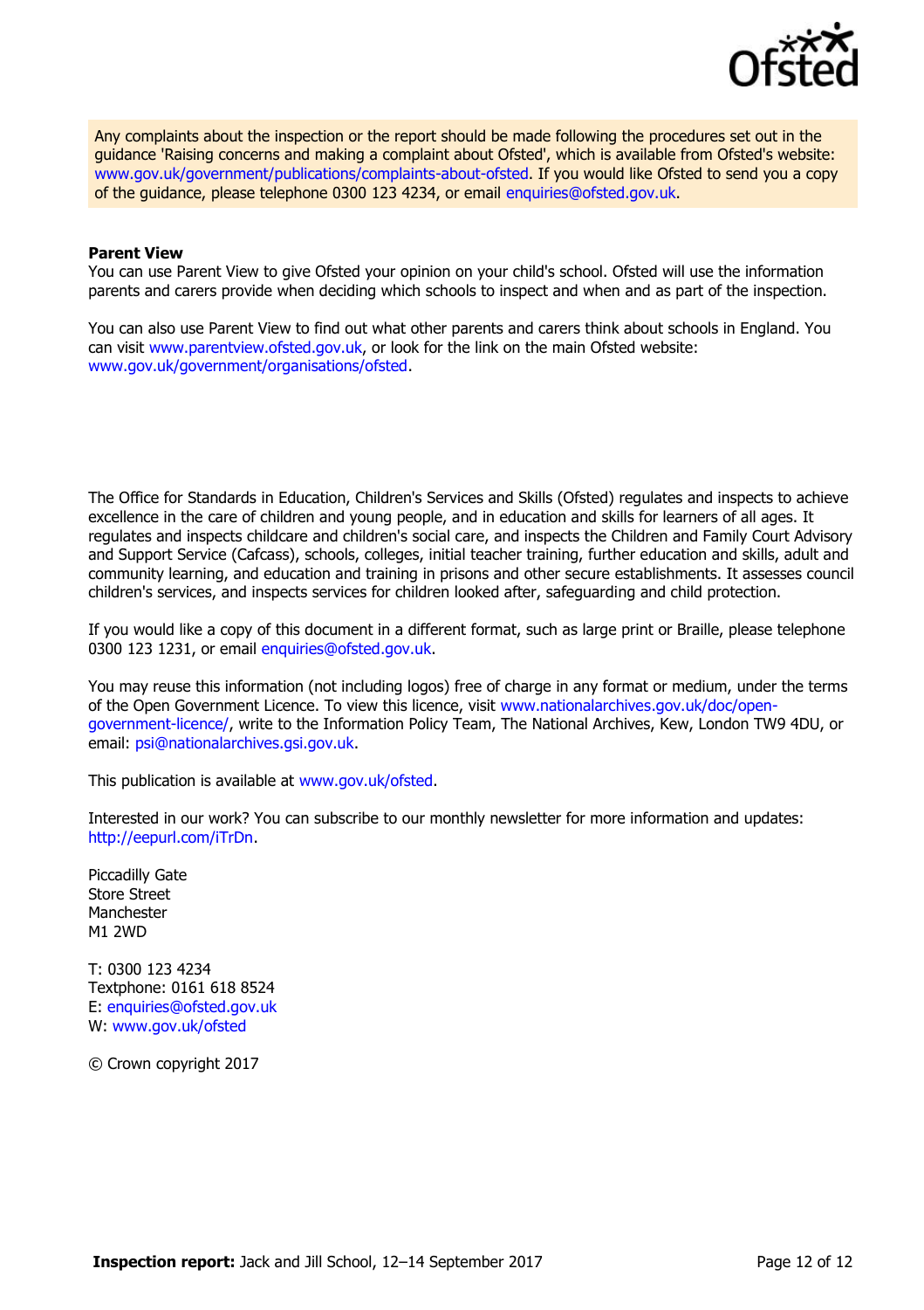Any complaints about the inspection or the report should be made following the procedures set out in the guidance 'Raising concerns and making a complaint about Ofsted', which is available from Ofsted's website: www.gov.uk/government/publications/complaints-about-ofsted. If you would like Ofsted to send you a copy of the guidance, please telephone 0300 123 4234, or email enquiries@ofsted.gov.uk.

**Parent View**

You can use Parent View to give Ofsted your opinion on your child's school. Ofsted will use the information parents and carers provide when deciding which schools to inspect and when and as part of the inspection.

You can also use Parent View to find out what other parents and carers think about schools in England. You can visit www.parentview.ofsted.gov.uk, or look for the link on the main Ofsted website: www.gov.uk/government/organisations/ofsted.

The Office for Standards in Education, Children's Services and Skills (Ofsted) regulates and inspects to achieve excellence in the care of children and young people, and in education and skills for learners of all ages. It regulates and inspects childcare and children's social care, and inspects the Children and Family Court Advisory and Support Service (Cafcass), schools, colleges, initial teacher training, further education and skills, adult and community learning, and education and training in prisons and other secure establishments. It assesses council children's services, and inspects services for children looked after, safeguarding and child protection.

If you would like a copy of this document in a different format, such as large print or Braille, please telephone 0300 123 1231, or email enquiries@ofsted.gov.uk.

You may reuse this information (not including logos) free of charge in any format or medium, under the terms of the Open Government Licence. To view this licence, visit www.nationalarchives.gov.uk/doc/open-government-licence/, write to the Information Policy Team, The National Archives, Kew, London TW9 4DU, or email: psi@nationalarchives.gsi.gov.uk.

This publication is available at www.gov.uk/ofsted.

Interested in our work? You can subscribe to our monthly newsletter for more information and updates: http://eepurl.com/iTrDn.

Piccadilly Gate
Store Street
Manchester
M1 2WD

T: 0300 123 4234
Textphone: 0161 618 8524
E: enquiries@ofsted.gov.uk
W: www.gov.uk/ofsted

© Crown copyright 2017